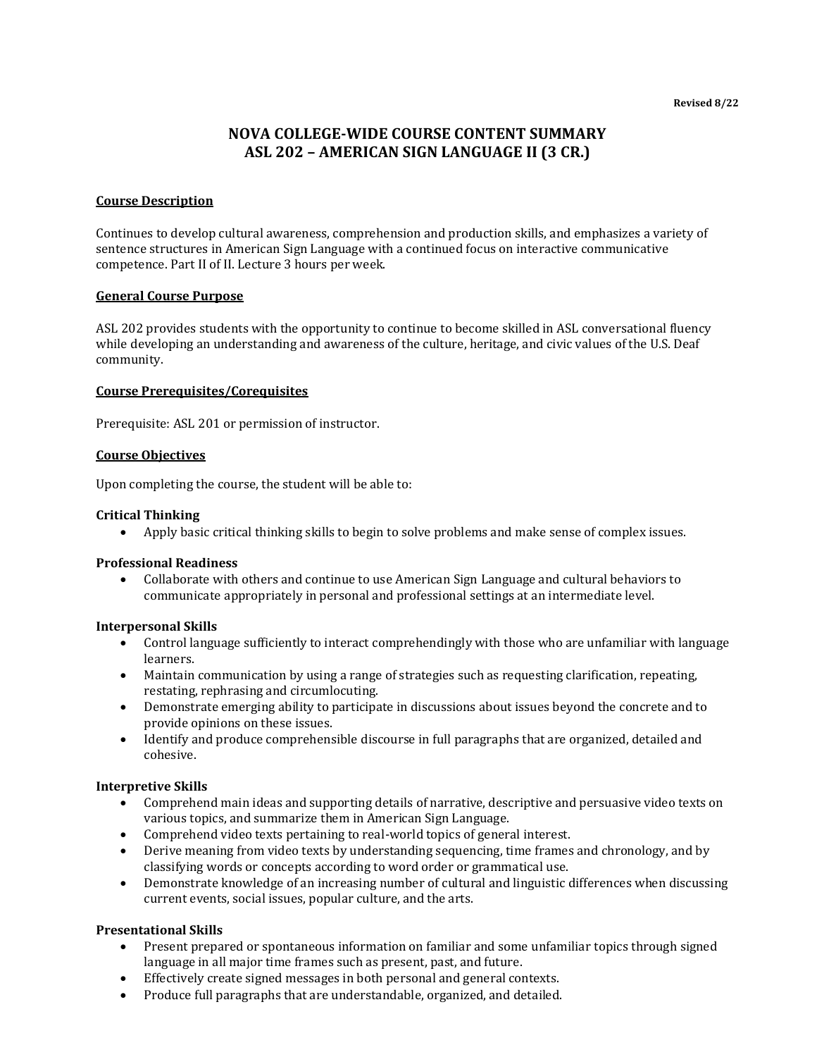**Revised 8/22**

# NOVA COLLEGE-WIDE COURSE CONTENT SUMMARY
# ASL 202 – AMERICAN SIGN LANGUAGE II (3 CR.)

## Course Description

Continues to develop cultural awareness, comprehension and production skills, and emphasizes a variety of sentence structures in American Sign Language with a continued focus on interactive communicative competence. Part II of II. Lecture 3 hours per week.

## General Course Purpose

ASL 202 provides students with the opportunity to continue to become skilled in ASL conversational fluency while developing an understanding and awareness of the culture, heritage, and civic values of the U.S. Deaf community.

## Course Prerequisites/Corequisites

Prerequisite: ASL 201 or permission of instructor.

## Course Objectives

Upon completing the course, the student will be able to:

### Critical Thinking

- Apply basic critical thinking skills to begin to solve problems and make sense of complex issues.

### Professional Readiness

- Collaborate with others and continue to use American Sign Language and cultural behaviors to communicate appropriately in personal and professional settings at an intermediate level.

### Interpersonal Skills

- Control language sufficiently to interact comprehendingly with those who are unfamiliar with language learners.
- Maintain communication by using a range of strategies such as requesting clarification, repeating, restating, rephrasing and circumlocuting.
- Demonstrate emerging ability to participate in discussions about issues beyond the concrete and to provide opinions on these issues.
- Identify and produce comprehensible discourse in full paragraphs that are organized, detailed and cohesive.

### Interpretive Skills

- Comprehend main ideas and supporting details of narrative, descriptive and persuasive video texts on various topics, and summarize them in American Sign Language.
- Comprehend video texts pertaining to real-world topics of general interest.
- Derive meaning from video texts by understanding sequencing, time frames and chronology, and by classifying words or concepts according to word order or grammatical use.
- Demonstrate knowledge of an increasing number of cultural and linguistic differences when discussing current events, social issues, popular culture, and the arts.

### Presentational Skills

- Present prepared or spontaneous information on familiar and some unfamiliar topics through signed language in all major time frames such as present, past, and future.
- Effectively create signed messages in both personal and general contexts.
- Produce full paragraphs that are understandable, organized, and detailed.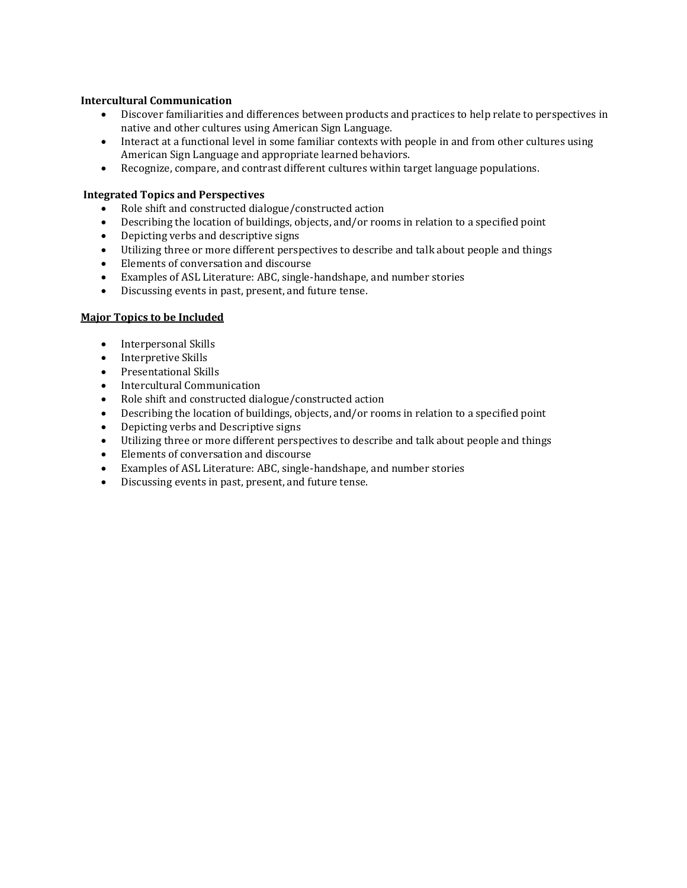**Intercultural Communication**

- Discover familiarities and differences between products and practices to help relate to perspectives in native and other cultures using American Sign Language.
- Interact at a functional level in some familiar contexts with people in and from other cultures using American Sign Language and appropriate learned behaviors.
- Recognize, compare, and contrast different cultures within target language populations.

**Integrated Topics and Perspectives**

- Role shift and constructed dialogue/constructed action
- Describing the location of buildings, objects, and/or rooms in relation to a specified point
- Depicting verbs and descriptive signs
- Utilizing three or more different perspectives to describe and talk about people and things
- Elements of conversation and discourse
- Examples of ASL Literature: ABC, single-handshape, and number stories
- Discussing events in past, present, and future tense.

**Major Topics to be Included**

- Interpersonal Skills
- Interpretive Skills
- Presentational Skills
- Intercultural Communication
- Role shift and constructed dialogue/constructed action
- Describing the location of buildings, objects, and/or rooms in relation to a specified point
- Depicting verbs and Descriptive signs
- Utilizing three or more different perspectives to describe and talk about people and things
- Elements of conversation and discourse
- Examples of ASL Literature: ABC, single-handshape, and number stories
- Discussing events in past, present, and future tense.